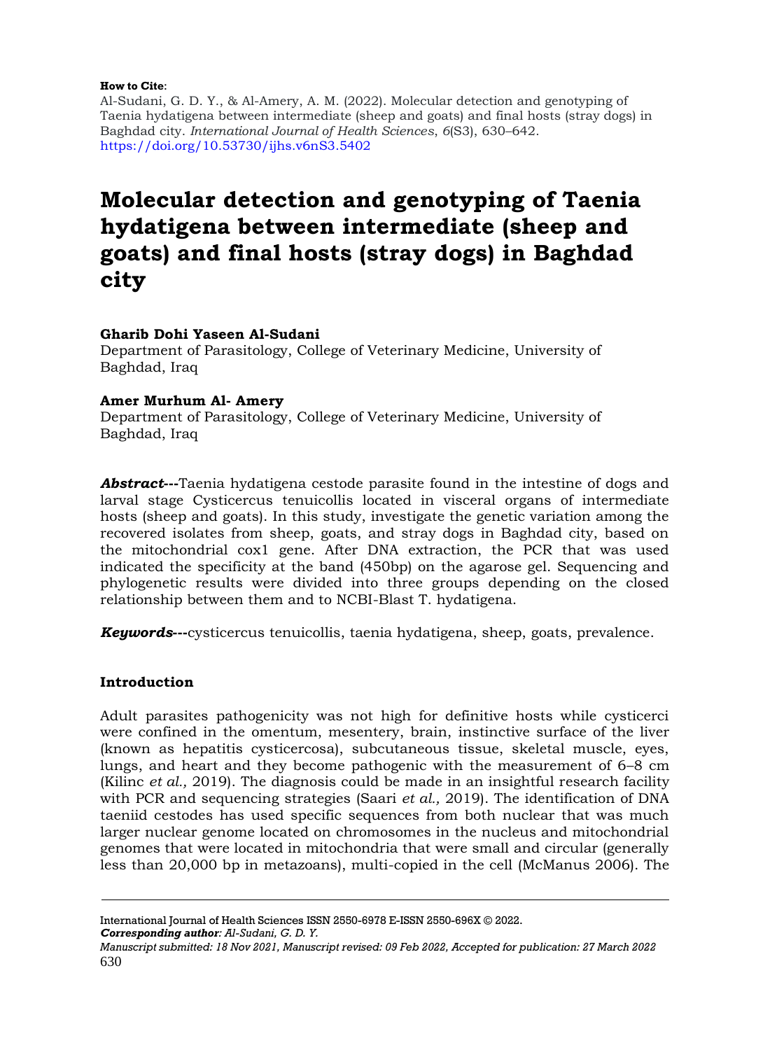**How to Cite**:

Al-Sudani, G. D. Y., & Al-Amery, A. M. (2022). Molecular detection and genotyping of Taenia hydatigena between intermediate (sheep and goats) and final hosts (stray dogs) in Baghdad city. *International Journal of Health Sciences*, *6*(S3), 630–642. https://doi.org/10.53730/ijhs.v6nS3.5402

# Molecular detection and genotyping of Taenia hydatigena between intermediate (sheep and goats) and final hosts (stray dogs) in Baghdad city

**Gharib Dohi Yaseen Al-Sudani**

Department of Parasitology, College of Veterinary Medicine, University of Baghdad, Iraq

**Amer Murhum Al- Amery**

Department of Parasitology, College of Veterinary Medicine, University of Baghdad, Iraq

***Abstract*---**Taenia hydatigena cestode parasite found in the intestine of dogs and larval stage Cysticercus tenuicollis located in visceral organs of intermediate hosts (sheep and goats). In this study, investigate the genetic variation among the recovered isolates from sheep, goats, and stray dogs in Baghdad city, based on the mitochondrial cox1 gene. After DNA extraction, the PCR that was used indicated the specificity at the band (450bp) on the agarose gel. Sequencing and phylogenetic results were divided into three groups depending on the closed relationship between them and to NCBI-Blast T. hydatigena.

***Keywords*---**cysticercus tenuicollis, taenia hydatigena, sheep, goats, prevalence.

## Introduction

Adult parasites pathogenicity was not high for definitive hosts while cysticerci were confined in the omentum, mesentery, brain, instinctive surface of the liver (known as hepatitis cysticercosa), subcutaneous tissue, skeletal muscle, eyes, lungs, and heart and they become pathogenic with the measurement of 6–8 cm (Kilinc *et al.,* 2019). The diagnosis could be made in an insightful research facility with PCR and sequencing strategies (Saari *et al.,* 2019). The identification of DNA taeniid cestodes has used specific sequences from both nuclear that was much larger nuclear genome located on chromosomes in the nucleus and mitochondrial genomes that were located in mitochondria that were small and circular (generally less than 20,000 bp in metazoans), multi-copied in the cell (McManus 2006). The

International Journal of Health Sciences ISSN 2550-6978 E-ISSN 2550-696X © 2022.

***Corresponding author**: Al-Sudani, G. D. Y.*

*Manuscript submitted: 18 Nov 2021, Manuscript revised: 09 Feb 2022, Accepted for publication: 27 March 2022*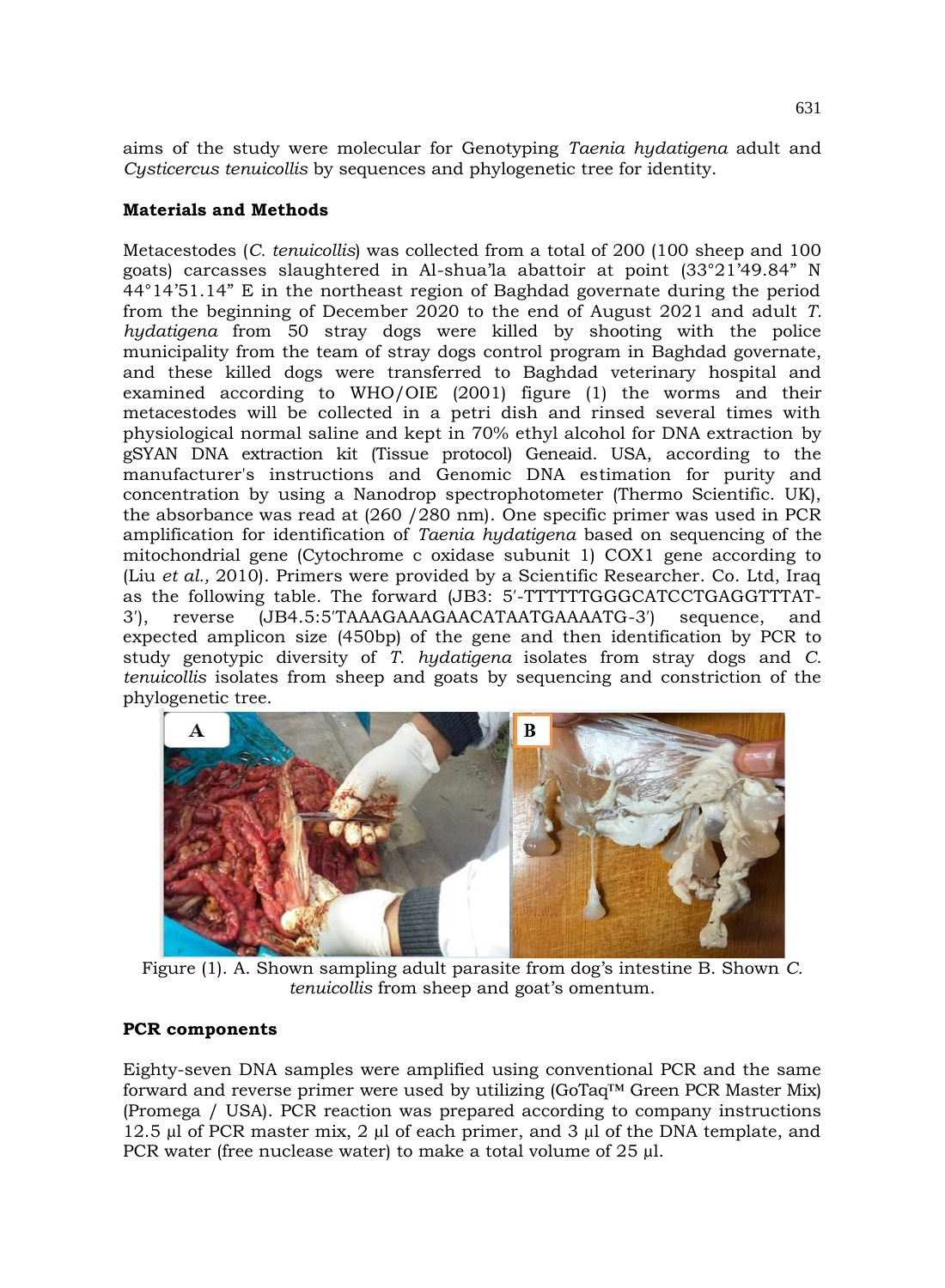aims of the study were molecular for Genotyping *Taenia hydatigena* adult and *Cysticercus tenuicollis* by sequences and phylogenetic tree for identity.

## Materials and Methods

Metacestodes (*C. tenuicollis*) was collected from a total of 200 (100 sheep and 100 goats) carcasses slaughtered in Al-shua'la abattoir at point (33°21'49.84" N 44°14'51.14" E in the northeast region of Baghdad governate during the period from the beginning of December 2020 to the end of August 2021 and adult *T. hydatigena* from 50 stray dogs were killed by shooting with the police municipality from the team of stray dogs control program in Baghdad governate, and these killed dogs were transferred to Baghdad veterinary hospital and examined according to WHO/OIE (2001) figure (1) the worms and their metacestodes will be collected in a petri dish and rinsed several times with physiological normal saline and kept in 70% ethyl alcohol for DNA extraction by gSYAN DNA extraction kit (Tissue protocol) Geneaid. USA, according to the manufacturer's instructions and Genomic DNA estimation for purity and concentration by using a Nanodrop spectrophotometer (Thermo Scientific. UK), the absorbance was read at (260 /280 nm). One specific primer was used in PCR amplification for identification of *Taenia hydatigena* based on sequencing of the mitochondrial gene (Cytochrome c oxidase subunit 1) COX1 gene according to (Liu *et al.,* 2010). Primers were provided by a Scientific Researcher. Co. Ltd, Iraq as the following table. The forward (JB3: 5′-TTTTTTGGGCATCCTGAGGTTTAT-3′), reverse (JB4.5:5′TAAAGAAAGAACATAATGAAAATG-3′) sequence, and expected amplicon size (450bp) of the gene and then identification by PCR to study genotypic diversity of *T. hydatigena* isolates from stray dogs and *C. tenuicollis* isolates from sheep and goats by sequencing and constriction of the phylogenetic tree.

Figure (1). A. Shown sampling adult parasite from dog's intestine B. Shown *C. tenuicollis* from sheep and goat's omentum.

## PCR components

Eighty-seven DNA samples were amplified using conventional PCR and the same forward and reverse primer were used by utilizing (GoTaq™ Green PCR Master Mix) (Promega / USA). PCR reaction was prepared according to company instructions 12.5 µl of PCR master mix, 2 µl of each primer, and 3 µl of the DNA template, and PCR water (free nuclease water) to make a total volume of 25 µl.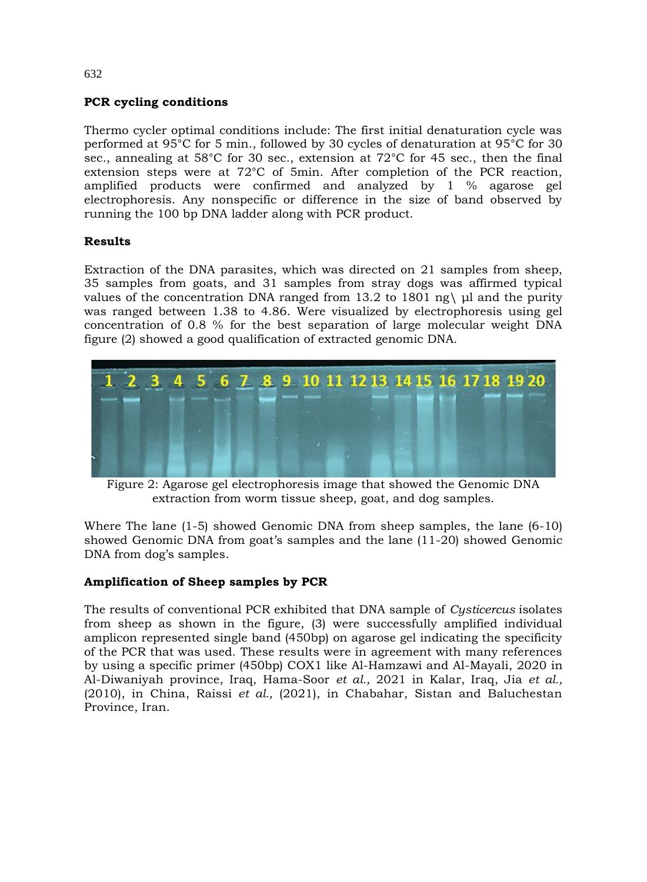**PCR cycling conditions**

Thermo cycler optimal conditions include: The first initial denaturation cycle was performed at 95°C for 5 min., followed by 30 cycles of denaturation at 95°C for 30 sec., annealing at 58°C for 30 sec., extension at 72°C for 45 sec., then the final extension steps were at 72°C of 5min. After completion of the PCR reaction, amplified products were confirmed and analyzed by 1 % agarose gel electrophoresis. Any nonspecific or difference in the size of band observed by running the 100 bp DNA ladder along with PCR product.

**Results**

Extraction of the DNA parasites, which was directed on 21 samples from sheep, 35 samples from goats, and 31 samples from stray dogs was affirmed typical values of the concentration DNA ranged from 13.2 to 1801 ng\ µl and the purity was ranged between 1.38 to 4.86. Were visualized by electrophoresis using gel concentration of 0.8 % for the best separation of large molecular weight DNA figure (2) showed a good qualification of extracted genomic DNA.

Figure 2: Agarose gel electrophoresis image that showed the Genomic DNA extraction from worm tissue sheep, goat, and dog samples.

Where The lane (1-5) showed Genomic DNA from sheep samples, the lane (6-10) showed Genomic DNA from goat's samples and the lane (11-20) showed Genomic DNA from dog's samples.

**Amplification of Sheep samples by PCR**

The results of conventional PCR exhibited that DNA sample of *Cysticercus* isolates from sheep as shown in the figure, (3) were successfully amplified individual amplicon represented single band (450bp) on agarose gel indicating the specificity of the PCR that was used. These results were in agreement with many references by using a specific primer (450bp) COX1 like Al-Hamzawi and Al-Mayali, 2020 in Al-Diwaniyah province, Iraq, Hama-Soor *et al.,* 2021 in Kalar, Iraq, Jia *et al.,* (2010), in China, Raissi *et al.,* (2021), in Chabahar, Sistan and Baluchestan Province, Iran.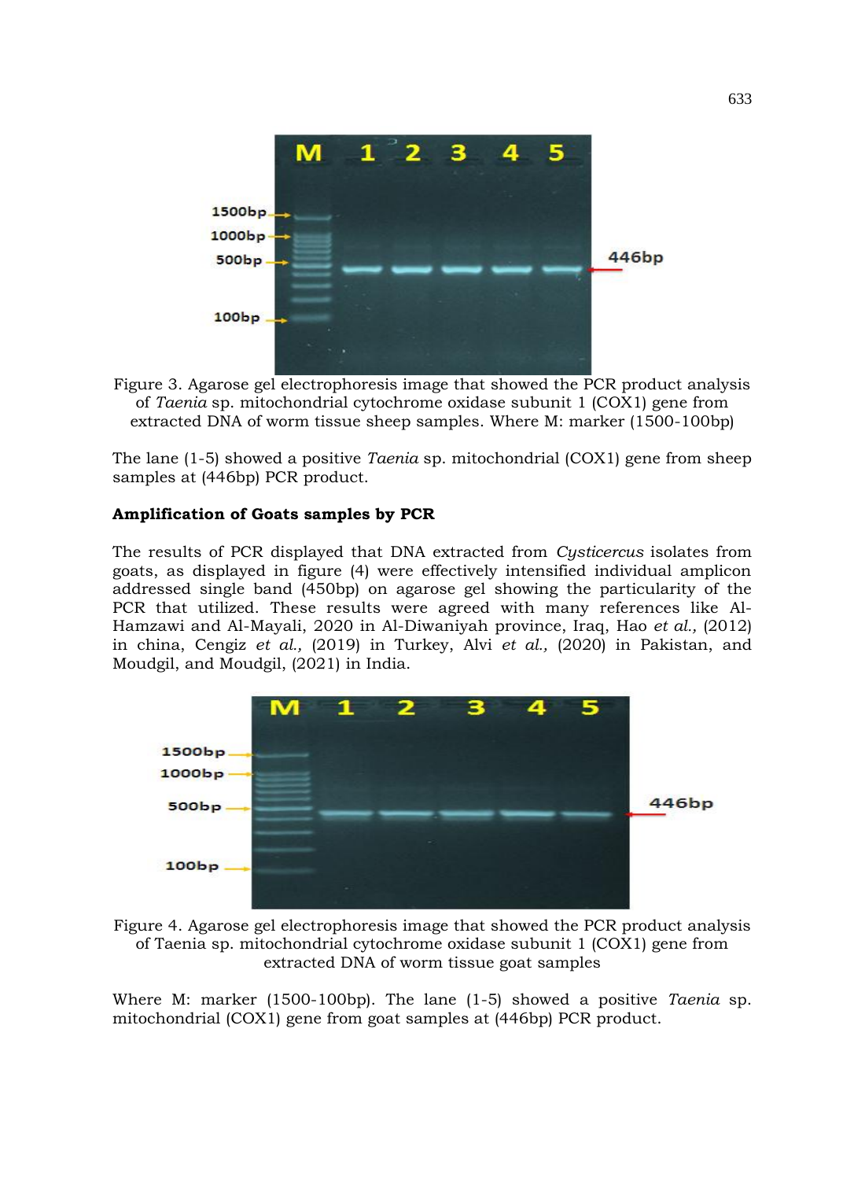Figure 3. Agarose gel electrophoresis image that showed the PCR product analysis of *Taenia* sp. mitochondrial cytochrome oxidase subunit 1 (COX1) gene from extracted DNA of worm tissue sheep samples. Where M: marker (1500-100bp)

The lane (1-5) showed a positive *Taenia* sp. mitochondrial (COX1) gene from sheep samples at (446bp) PCR product.

**Amplification of Goats samples by PCR**

The results of PCR displayed that DNA extracted from *Cysticercus* isolates from goats, as displayed in figure (4) were effectively intensified individual amplicon addressed single band (450bp) on agarose gel showing the particularity of the PCR that utilized. These results were agreed with many references like Al-Hamzawi and Al-Mayali, 2020 in Al-Diwaniyah province, Iraq, Hao *et al.,* (2012) in china, Cengiz *et al.,* (2019) in Turkey, Alvi *et al.,* (2020) in Pakistan, and Moudgil, and Moudgil, (2021) in India.

Figure 4. Agarose gel electrophoresis image that showed the PCR product analysis of Taenia sp. mitochondrial cytochrome oxidase subunit 1 (COX1) gene from extracted DNA of worm tissue goat samples

Where M: marker (1500-100bp). The lane (1-5) showed a positive *Taenia* sp. mitochondrial (COX1) gene from goat samples at (446bp) PCR product.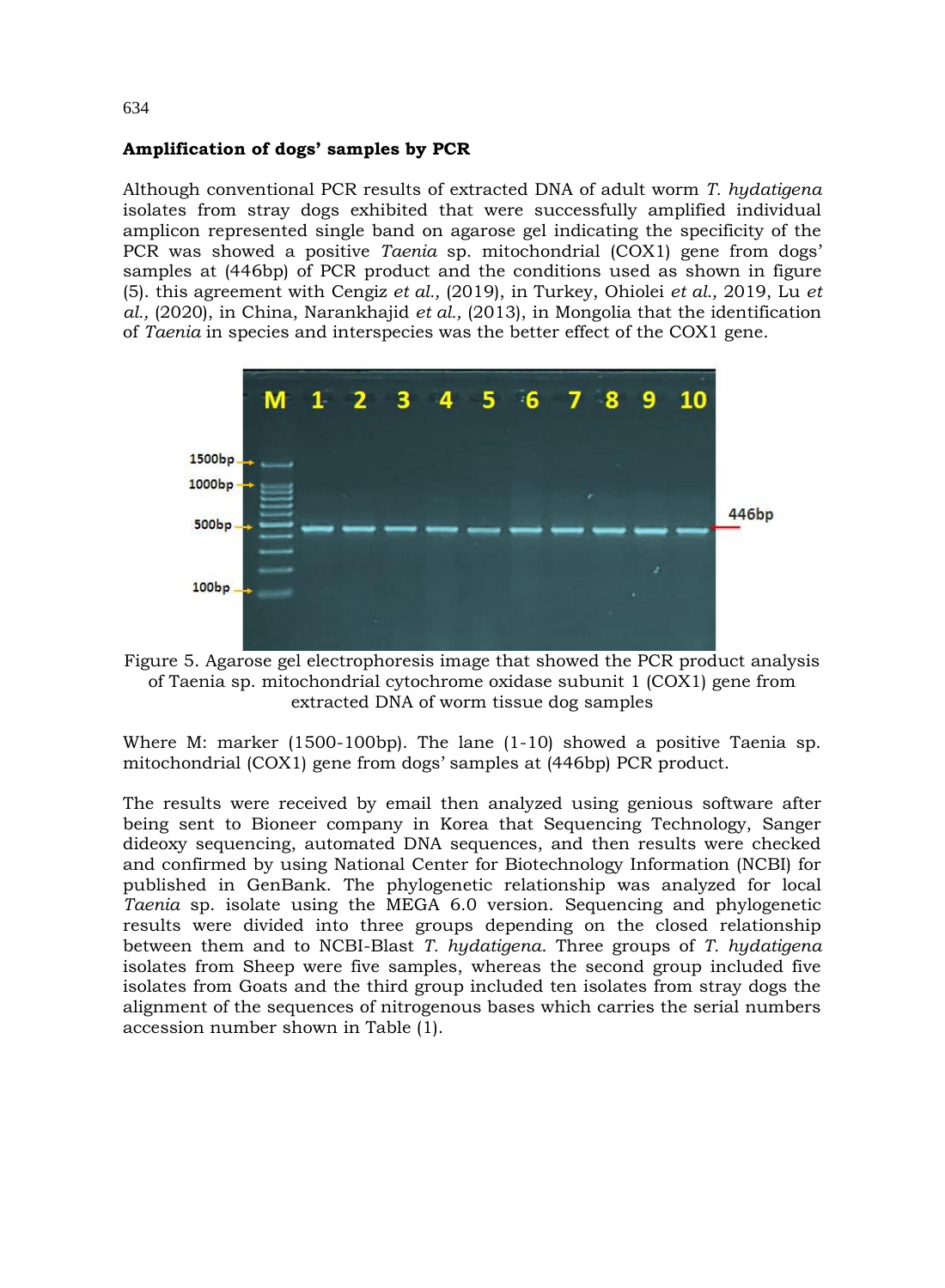**Amplification of dogs' samples by PCR**

Although conventional PCR results of extracted DNA of adult worm *T. hydatigena* isolates from stray dogs exhibited that were successfully amplified individual amplicon represented single band on agarose gel indicating the specificity of the PCR was showed a positive *Taenia* sp. mitochondrial (COX1) gene from dogs' samples at (446bp) of PCR product and the conditions used as shown in figure (5). this agreement with Cengiz *et al.,* (2019), in Turkey, Ohiolei *et al.,* 2019, Lu *et al.,* (2020), in China, Narankhajid *et al.,* (2013), in Mongolia that the identification of *Taenia* in species and interspecies was the better effect of the COX1 gene.

Figure 5. Agarose gel electrophoresis image that showed the PCR product analysis of Taenia sp. mitochondrial cytochrome oxidase subunit 1 (COX1) gene from extracted DNA of worm tissue dog samples

Where M: marker (1500-100bp). The lane (1-10) showed a positive Taenia sp. mitochondrial (COX1) gene from dogs' samples at (446bp) PCR product.

The results were received by email then analyzed using genious software after being sent to Bioneer company in Korea that Sequencing Technology, Sanger dideoxy sequencing, automated DNA sequences, and then results were checked and confirmed by using National Center for Biotechnology Information (NCBI) for published in GenBank. The phylogenetic relationship was analyzed for local *Taenia* sp. isolate using the MEGA 6.0 version. Sequencing and phylogenetic results were divided into three groups depending on the closed relationship between them and to NCBI-Blast *T. hydatigena*. Three groups of *T. hydatigena* isolates from Sheep were five samples, whereas the second group included five isolates from Goats and the third group included ten isolates from stray dogs the alignment of the sequences of nitrogenous bases which carries the serial numbers accession number shown in Table (1).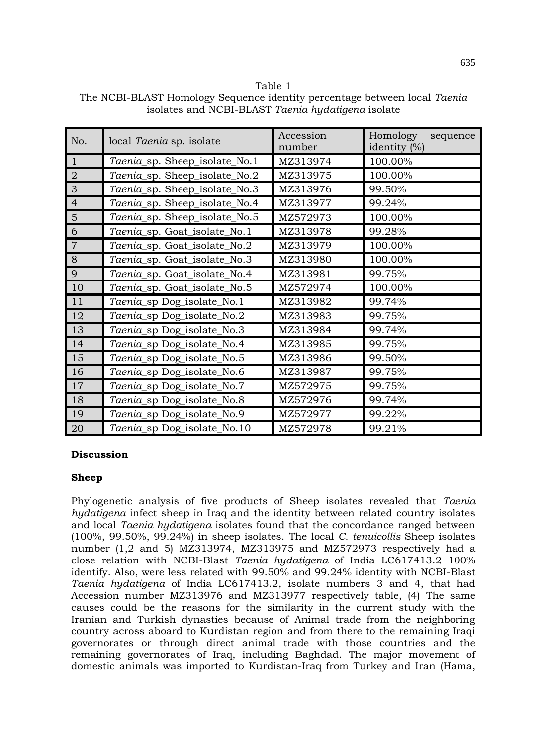Table 1
The NCBI-BLAST Homology Sequence identity percentage between local *Taenia* isolates and NCBI-BLAST *Taenia hydatigena* isolate

| No. | local *Taenia* sp. isolate | Accession number | Homology sequence identity (%) |
|---|---|---|---|
| 1 | *Taenia*_sp. Sheep_isolate_No.1 | MZ313974 | 100.00% |
| 2 | *Taenia*_sp. Sheep_isolate_No.2 | MZ313975 | 100.00% |
| 3 | *Taenia*_sp. Sheep_isolate_No.3 | MZ313976 | 99.50% |
| 4 | *Taenia*_sp. Sheep_isolate_No.4 | MZ313977 | 99.24% |
| 5 | *Taenia*_sp. Sheep_isolate_No.5 | MZ572973 | 100.00% |
| 6 | *Taenia*_sp. Goat_isolate_No.1 | MZ313978 | 99.28% |
| 7 | *Taenia*_sp. Goat_isolate_No.2 | MZ313979 | 100.00% |
| 8 | *Taenia*_sp. Goat_isolate_No.3 | MZ313980 | 100.00% |
| 9 | *Taenia*_sp. Goat_isolate_No.4 | MZ313981 | 99.75% |
| 10 | *Taenia*_sp. Goat_isolate_No.5 | MZ572974 | 100.00% |
| 11 | *Taenia*_sp Dog_isolate_No.1 | MZ313982 | 99.74% |
| 12 | *Taenia*_sp Dog_isolate_No.2 | MZ313983 | 99.75% |
| 13 | *Taenia*_sp Dog_isolate_No.3 | MZ313984 | 99.74% |
| 14 | *Taenia*_sp Dog_isolate_No.4 | MZ313985 | 99.75% |
| 15 | *Taenia*_sp Dog_isolate_No.5 | MZ313986 | 99.50% |
| 16 | *Taenia*_sp Dog_isolate_No.6 | MZ313987 | 99.75% |
| 17 | *Taenia*_sp Dog_isolate_No.7 | MZ572975 | 99.75% |
| 18 | *Taenia*_sp Dog_isolate_No.8 | MZ572976 | 99.74% |
| 19 | *Taenia*_sp Dog_isolate_No.9 | MZ572977 | 99.22% |
| 20 | *Taenia*_sp Dog_isolate_No.10 | MZ572978 | 99.21% |

## Discussion

### Sheep

Phylogenetic analysis of five products of Sheep isolates revealed that *Taenia hydatigena* infect sheep in Iraq and the identity between related country isolates and local *Taenia hydatigena* isolates found that the concordance ranged between (100%, 99.50%, 99.24%) in sheep isolates. The local *C. tenuicollis* Sheep isolates number (1,2 and 5) MZ313974, MZ313975 and MZ572973 respectively had a close relation with NCBI-Blast *Taenia hydatigena* of India LC617413.2 100% identify. Also, were less related with 99.50% and 99.24% identity with NCBI-Blast *Taenia hydatigena* of India LC617413.2, isolate numbers 3 and 4, that had Accession number MZ313976 and MZ313977 respectively table, (4) The same causes could be the reasons for the similarity in the current study with the Iranian and Turkish dynasties because of Animal trade from the neighboring country across aboard to Kurdistan region and from there to the remaining Iraqi governorates or through direct animal trade with those countries and the remaining governorates of Iraq, including Baghdad. The major movement of domestic animals was imported to Kurdistan-Iraq from Turkey and Iran (Hama,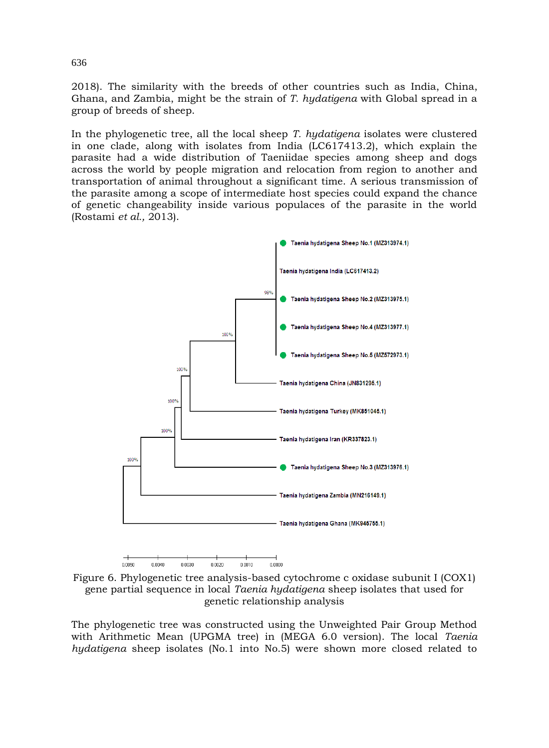2018). The similarity with the breeds of other countries such as India, China, Ghana, and Zambia, might be the strain of *T. hydatigena* with Global spread in a group of breeds of sheep.

In the phylogenetic tree, all the local sheep *T. hydatigena* isolates were clustered in one clade, along with isolates from India (LC617413.2), which explain the parasite had a wide distribution of Taeniidae species among sheep and dogs across the world by people migration and relocation from region to another and transportation of animal throughout a significant time. A serious transmission of the parasite among a scope of intermediate host species could expand the chance of genetic changeability inside various populaces of the parasite in the world (Rostami *et al.,* 2013).

Figure 6. Phylogenetic tree analysis-based cytochrome c oxidase subunit I (COX1) gene partial sequence in local *Taenia hydatigena* sheep isolates that used for genetic relationship analysis

The phylogenetic tree was constructed using the Unweighted Pair Group Method with Arithmetic Mean (UPGMA tree) in (MEGA 6.0 version). The local *Taenia hydatigena* sheep isolates (No.1 into No.5) were shown more closed related to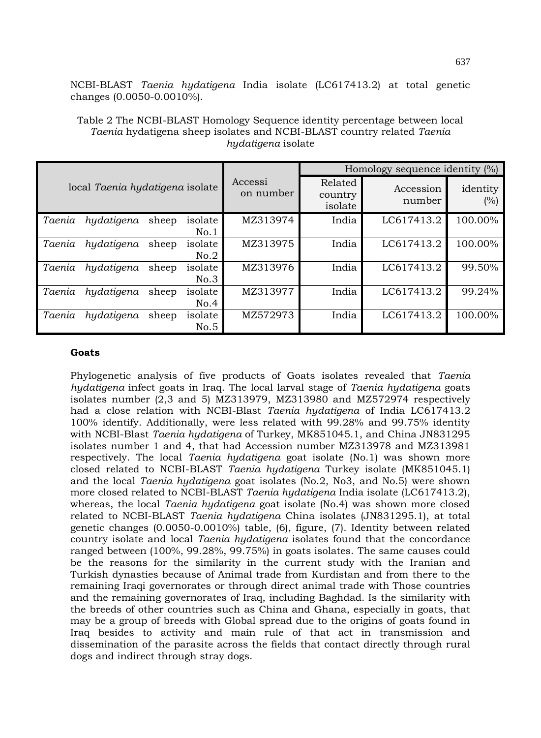NCBI-BLAST *Taenia hydatigena* India isolate (LC617413.2) at total genetic changes (0.0050-0.0010%).

Table 2 The NCBI-BLAST Homology Sequence identity percentage between local *Taenia* hydatigena sheep isolates and NCBI-BLAST country related *Taenia hydatigena* isolate

| local *Taenia hydatigena* isolate | Accession number | Homology sequence identity (%) | | |
|---|---|---|---|---|
| | | Related country isolate | Accession number | identity (%) |
| *Taenia hydatigena* sheep isolate No.1 | MZ313974 | India | LC617413.2 | 100.00% |
| *Taenia hydatigena* sheep isolate No.2 | MZ313975 | India | LC617413.2 | 100.00% |
| *Taenia hydatigena* sheep isolate No.3 | MZ313976 | India | LC617413.2 | 99.50% |
| *Taenia hydatigena* sheep isolate No.4 | MZ313977 | India | LC617413.2 | 99.24% |
| *Taenia hydatigena* sheep isolate No.5 | MZ572973 | India | LC617413.2 | 100.00% |

**Goats**

Phylogenetic analysis of five products of Goats isolates revealed that *Taenia hydatigena* infect goats in Iraq. The local larval stage of *Taenia hydatigena* goats isolates number (2,3 and 5) MZ313979, MZ313980 and MZ572974 respectively had a close relation with NCBI-Blast *Taenia hydatigena* of India LC617413.2 100% identify. Additionally, were less related with 99.28% and 99.75% identity with NCBI-Blast *Taenia hydatigena* of Turkey, MK851045.1, and China JN831295 isolates number 1 and 4, that had Accession number MZ313978 and MZ313981 respectively. The local *Taenia hydatigena* goat isolate (No.1) was shown more closed related to NCBI-BLAST *Taenia hydatigena* Turkey isolate (MK851045.1) and the local *Taenia hydatigena* goat isolates (No.2, No3, and No.5) were shown more closed related to NCBI-BLAST *Taenia hydatigena* India isolate (LC617413.2), whereas, the local *Taenia hydatigena* goat isolate (No.4) was shown more closed related to NCBI-BLAST *Taenia hydatigena* China isolates (JN831295.1), at total genetic changes (0.0050-0.0010%) table, (6), figure, (7). Identity between related country isolate and local *Taenia hydatigena* isolates found that the concordance ranged between (100%, 99.28%, 99.75%) in goats isolates. The same causes could be the reasons for the similarity in the current study with the Iranian and Turkish dynasties because of Animal trade from Kurdistan and from there to the remaining Iraqi governorates or through direct animal trade with Those countries and the remaining governorates of Iraq, including Baghdad. Is the similarity with the breeds of other countries such as China and Ghana, especially in goats, that may be a group of breeds with Global spread due to the origins of goats found in Iraq besides to activity and main rule of that act in transmission and dissemination of the parasite across the fields that contact directly through rural dogs and indirect through stray dogs.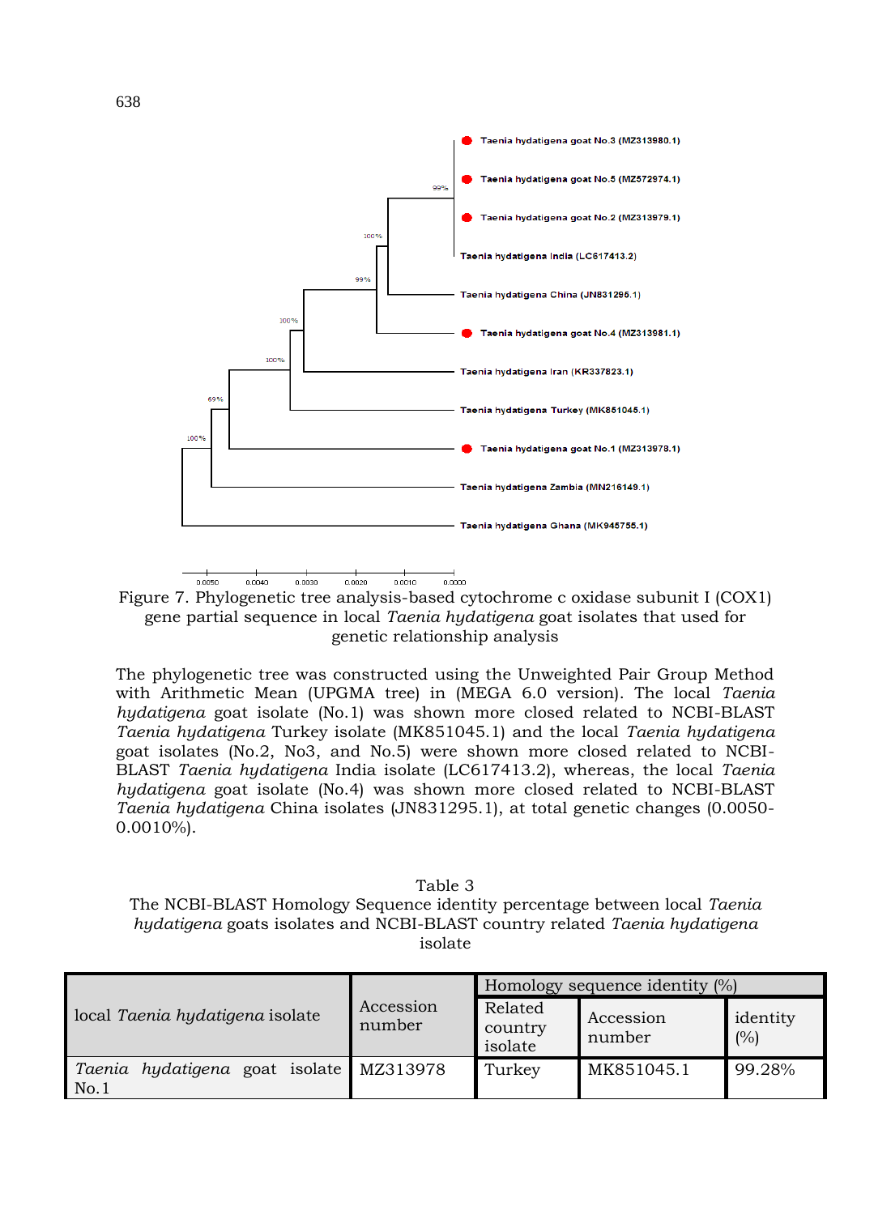Figure 7. Phylogenetic tree analysis-based cytochrome c oxidase subunit I (COX1) gene partial sequence in local *Taenia hydatigena* goat isolates that used for genetic relationship analysis

The phylogenetic tree was constructed using the Unweighted Pair Group Method with Arithmetic Mean (UPGMA tree) in (MEGA 6.0 version). The local *Taenia hydatigena* goat isolate (No.1) was shown more closed related to NCBI-BLAST *Taenia hydatigena* Turkey isolate (MK851045.1) and the local *Taenia hydatigena* goat isolates (No.2, No3, and No.5) were shown more closed related to NCBI-BLAST *Taenia hydatigena* India isolate (LC617413.2), whereas, the local *Taenia hydatigena* goat isolate (No.4) was shown more closed related to NCBI-BLAST *Taenia hydatigena* China isolates (JN831295.1), at total genetic changes (0.0050-0.0010%).

Table 3
The NCBI-BLAST Homology Sequence identity percentage between local *Taenia hydatigena* goats isolates and NCBI-BLAST country related *Taenia hydatigena* isolate

| local *Taenia hydatigena* isolate | Accession number | Homology sequence identity (%) | | |
|---|---|---|---|---|
| | | Related country isolate | Accession number | identity (%) |
| *Taenia hydatigena* goat isolate No.1 | MZ313978 | Turkey | MK851045.1 | 99.28% |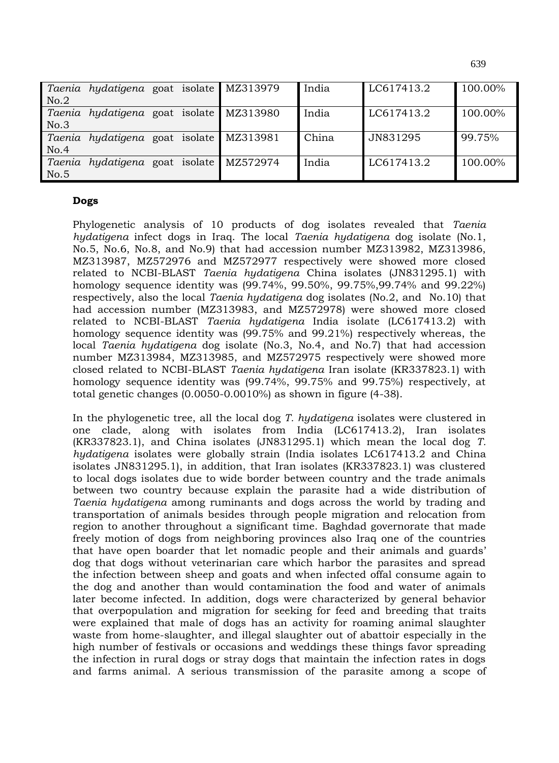| | | | | |
|---|---|---|---|---|
| *Taenia hydatigena* goat isolate No.2 | MZ313979 | India | LC617413.2 | 100.00% |
| *Taenia hydatigena* goat isolate No.3 | MZ313980 | India | LC617413.2 | 100.00% |
| *Taenia hydatigena* goat isolate No.4 | MZ313981 | China | JN831295 | 99.75% |
| *Taenia hydatigena* goat isolate No.5 | MZ572974 | India | LC617413.2 | 100.00% |

**Dogs**

Phylogenetic analysis of 10 products of dog isolates revealed that *Taenia hydatigena* infect dogs in Iraq. The local *Taenia hydatigena* dog isolate (No.1, No.5, No.6, No.8, and No.9) that had accession number MZ313982, MZ313986, MZ313987, MZ572976 and MZ572977 respectively were showed more closed related to NCBI-BLAST *Taenia hydatigena* China isolates (JN831295.1) with homology sequence identity was (99.74%, 99.50%, 99.75%,99.74% and 99.22%) respectively, also the local *Taenia hydatigena* dog isolates (No.2, and No.10) that had accession number (MZ313983, and MZ572978) were showed more closed related to NCBI-BLAST *Taenia hydatigena* India isolate (LC617413.2) with homology sequence identity was (99.75% and 99.21%) respectively whereas, the local *Taenia hydatigena* dog isolate (No.3, No.4, and No.7) that had accession number MZ313984, MZ313985, and MZ572975 respectively were showed more closed related to NCBI-BLAST *Taenia hydatigena* Iran isolate (KR337823.1) with homology sequence identity was (99.74%, 99.75% and 99.75%) respectively, at total genetic changes (0.0050-0.0010%) as shown in figure (4-38).

In the phylogenetic tree, all the local dog *T. hydatigena* isolates were clustered in one clade, along with isolates from India (LC617413.2), Iran isolates (KR337823.1), and China isolates (JN831295.1) which mean the local dog *T. hydatigena* isolates were globally strain (India isolates LC617413.2 and China isolates JN831295.1), in addition, that Iran isolates (KR337823.1) was clustered to local dogs isolates due to wide border between country and the trade animals between two country because explain the parasite had a wide distribution of *Taenia hydatigena* among ruminants and dogs across the world by trading and transportation of animals besides through people migration and relocation from region to another throughout a significant time. Baghdad governorate that made freely motion of dogs from neighboring provinces also Iraq one of the countries that have open boarder that let nomadic people and their animals and guards' dog that dogs without veterinarian care which harbor the parasites and spread the infection between sheep and goats and when infected offal consume again to the dog and another than would contamination the food and water of animals later become infected. In addition, dogs were characterized by general behavior that overpopulation and migration for seeking for feed and breeding that traits were explained that male of dogs has an activity for roaming animal slaughter waste from home-slaughter, and illegal slaughter out of abattoir especially in the high number of festivals or occasions and weddings these things favor spreading the infection in rural dogs or stray dogs that maintain the infection rates in dogs and farms animal. A serious transmission of the parasite among a scope of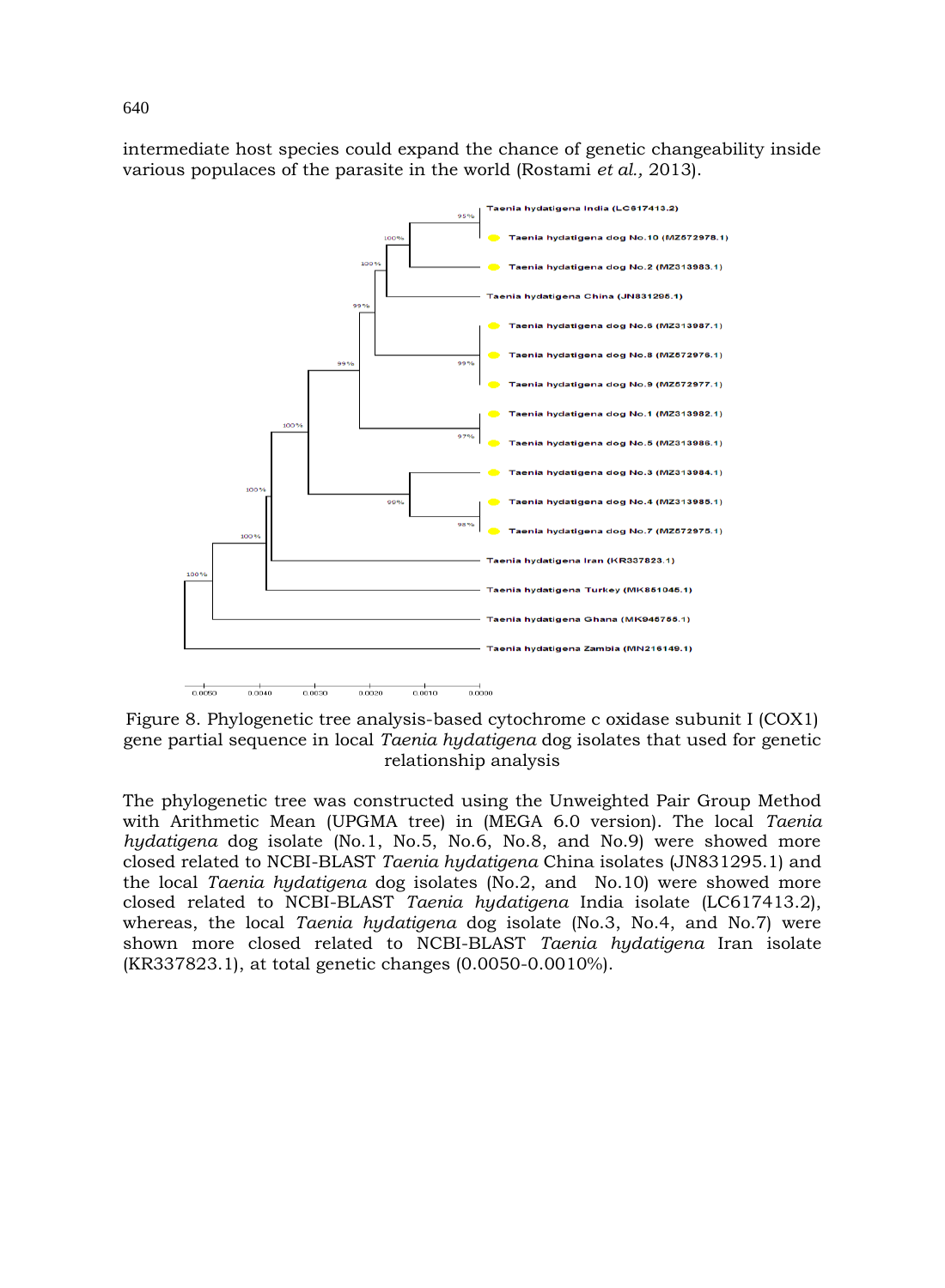intermediate host species could expand the chance of genetic changeability inside various populaces of the parasite in the world (Rostami *et al.,* 2013).

Figure 8. Phylogenetic tree analysis-based cytochrome c oxidase subunit I (COX1) gene partial sequence in local *Taenia hydatigena* dog isolates that used for genetic relationship analysis

The phylogenetic tree was constructed using the Unweighted Pair Group Method with Arithmetic Mean (UPGMA tree) in (MEGA 6.0 version). The local *Taenia hydatigena* dog isolate (No.1, No.5, No.6, No.8, and No.9) were showed more closed related to NCBI-BLAST *Taenia hydatigena* China isolates (JN831295.1) and the local *Taenia hydatigena* dog isolates (No.2, and No.10) were showed more closed related to NCBI-BLAST *Taenia hydatigena* India isolate (LC617413.2), whereas, the local *Taenia hydatigena* dog isolate (No.3, No.4, and No.7) were shown more closed related to NCBI-BLAST *Taenia hydatigena* Iran isolate (KR337823.1), at total genetic changes (0.0050-0.0010%).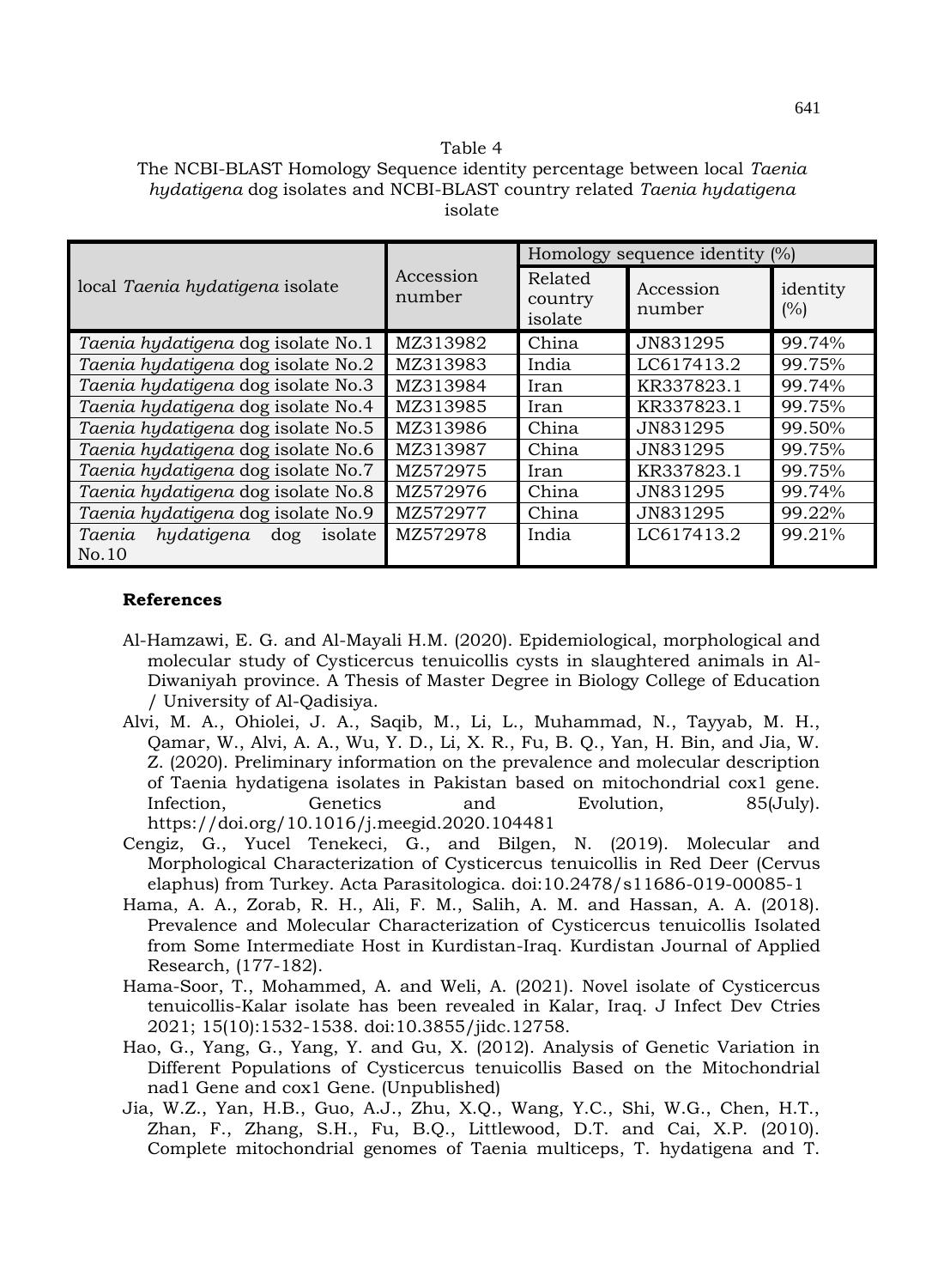Table 4
The NCBI-BLAST Homology Sequence identity percentage between local *Taenia hydatigena* dog isolates and NCBI-BLAST country related *Taenia hydatigena* isolate

| local *Taenia hydatigena* isolate | Accession number | Homology sequence identity (%) | | |
|---|---|---|---|---|
| | | Related country isolate | Accession number | identity (%) |
| *Taenia hydatigena* dog isolate No.1 | MZ313982 | China | JN831295 | 99.74% |
| *Taenia hydatigena* dog isolate No.2 | MZ313983 | India | LC617413.2 | 99.75% |
| *Taenia hydatigena* dog isolate No.3 | MZ313984 | Iran | KR337823.1 | 99.74% |
| *Taenia hydatigena* dog isolate No.4 | MZ313985 | Iran | KR337823.1 | 99.75% |
| *Taenia hydatigena* dog isolate No.5 | MZ313986 | China | JN831295 | 99.50% |
| *Taenia hydatigena* dog isolate No.6 | MZ313987 | China | JN831295 | 99.75% |
| *Taenia hydatigena* dog isolate No.7 | MZ572975 | Iran | KR337823.1 | 99.75% |
| *Taenia hydatigena* dog isolate No.8 | MZ572976 | China | JN831295 | 99.74% |
| *Taenia hydatigena* dog isolate No.9 | MZ572977 | China | JN831295 | 99.22% |
| *Taenia hydatigena* dog isolate No.10 | MZ572978 | India | LC617413.2 | 99.21% |

**References**

Al-Hamzawi, E. G. and Al-Mayali H.M. (2020). Epidemiological, morphological and molecular study of Cysticercus tenuicollis cysts in slaughtered animals in Al-Diwaniyah province. A Thesis of Master Degree in Biology College of Education / University of Al-Qadisiya.

Alvi, M. A., Ohiolei, J. A., Saqib, M., Li, L., Muhammad, N., Tayyab, M. H., Qamar, W., Alvi, A. A., Wu, Y. D., Li, X. R., Fu, B. Q., Yan, H. Bin, and Jia, W. Z. (2020). Preliminary information on the prevalence and molecular description of Taenia hydatigena isolates in Pakistan based on mitochondrial cox1 gene. Infection, Genetics and Evolution, 85(July). https://doi.org/10.1016/j.meegid.2020.104481

Cengiz, G., Yucel Tenekeci, G., and Bilgen, N. (2019). Molecular and Morphological Characterization of Cysticercus tenuicollis in Red Deer (Cervus elaphus) from Turkey. Acta Parasitologica. doi:10.2478/s11686-019-00085-1

Hama, A. A., Zorab, R. H., Ali, F. M., Salih, A. M. and Hassan, A. A. (2018). Prevalence and Molecular Characterization of Cysticercus tenuicollis Isolated from Some Intermediate Host in Kurdistan-Iraq. Kurdistan Journal of Applied Research, (177-182).

Hama-Soor, T., Mohammed, A. and Weli, A. (2021). Novel isolate of Cysticercus tenuicollis-Kalar isolate has been revealed in Kalar, Iraq. J Infect Dev Ctries 2021; 15(10):1532-1538. doi:10.3855/jidc.12758.

Hao, G., Yang, G., Yang, Y. and Gu, X. (2012). Analysis of Genetic Variation in Different Populations of Cysticercus tenuicollis Based on the Mitochondrial nad1 Gene and cox1 Gene. (Unpublished)

Jia, W.Z., Yan, H.B., Guo, A.J., Zhu, X.Q., Wang, Y.C., Shi, W.G., Chen, H.T., Zhan, F., Zhang, S.H., Fu, B.Q., Littlewood, D.T. and Cai, X.P. (2010). Complete mitochondrial genomes of Taenia multiceps, T. hydatigena and T.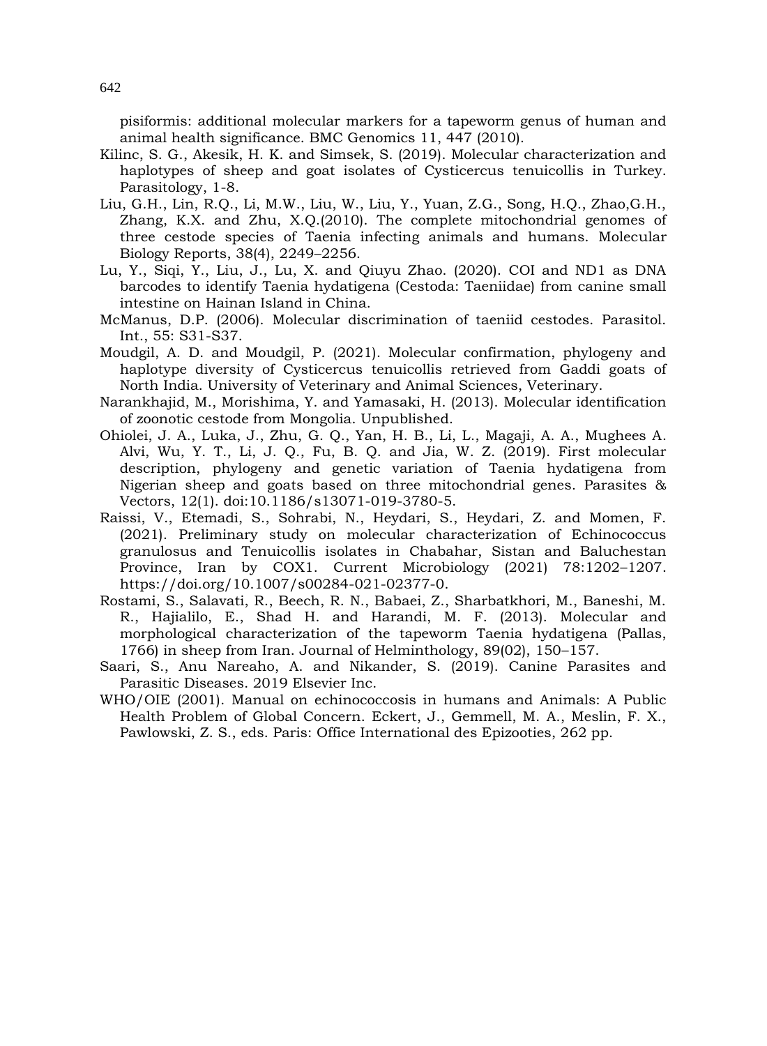pisiformis: additional molecular markers for a tapeworm genus of human and animal health significance. BMC Genomics 11, 447 (2010).

Kilinc, S. G., Akesik, H. K. and Simsek, S. (2019). Molecular characterization and haplotypes of sheep and goat isolates of Cysticercus tenuicollis in Turkey. Parasitology, 1-8.

Liu, G.H., Lin, R.Q., Li, M.W., Liu, W., Liu, Y., Yuan, Z.G., Song, H.Q., Zhao,G.H., Zhang, K.X. and Zhu, X.Q.(2010). The complete mitochondrial genomes of three cestode species of Taenia infecting animals and humans. Molecular Biology Reports, 38(4), 2249–2256.

Lu, Y., Siqi, Y., Liu, J., Lu, X. and Qiuyu Zhao. (2020). COI and ND1 as DNA barcodes to identify Taenia hydatigena (Cestoda: Taeniidae) from canine small intestine on Hainan Island in China.

McManus, D.P. (2006). Molecular discrimination of taeniid cestodes. Parasitol. Int., 55: S31-S37.

Moudgil, A. D. and Moudgil, P. (2021). Molecular confirmation, phylogeny and haplotype diversity of Cysticercus tenuicollis retrieved from Gaddi goats of North India. University of Veterinary and Animal Sciences, Veterinary.

Narankhajid, M., Morishima, Y. and Yamasaki, H. (2013). Molecular identification of zoonotic cestode from Mongolia. Unpublished.

Ohiolei, J. A., Luka, J., Zhu, G. Q., Yan, H. B., Li, L., Magaji, A. A., Mughees A. Alvi, Wu, Y. T., Li, J. Q., Fu, B. Q. and Jia, W. Z. (2019). First molecular description, phylogeny and genetic variation of Taenia hydatigena from Nigerian sheep and goats based on three mitochondrial genes. Parasites & Vectors, 12(1). doi:10.1186/s13071-019-3780-5.

Raissi, V., Etemadi, S., Sohrabi, N., Heydari, S., Heydari, Z. and Momen, F. (2021). Preliminary study on molecular characterization of Echinococcus granulosus and Tenuicollis isolates in Chabahar, Sistan and Baluchestan Province, Iran by COX1. Current Microbiology (2021) 78:1202–1207. https://doi.org/10.1007/s00284-021-02377-0.

Rostami, S., Salavati, R., Beech, R. N., Babaei, Z., Sharbatkhori, M., Baneshi, M. R., Hajialilo, E., Shad H. and Harandi, M. F. (2013). Molecular and morphological characterization of the tapeworm Taenia hydatigena (Pallas, 1766) in sheep from Iran. Journal of Helminthology, 89(02), 150–157.

Saari, S., Anu Nareaho, A. and Nikander, S. (2019). Canine Parasites and Parasitic Diseases. 2019 Elsevier Inc.

WHO/OIE (2001). Manual on echinococcosis in humans and Animals: A Public Health Problem of Global Concern. Eckert, J., Gemmell, M. A., Meslin, F. X., Pawlowski, Z. S., eds. Paris: Office International des Epizooties, 262 pp.